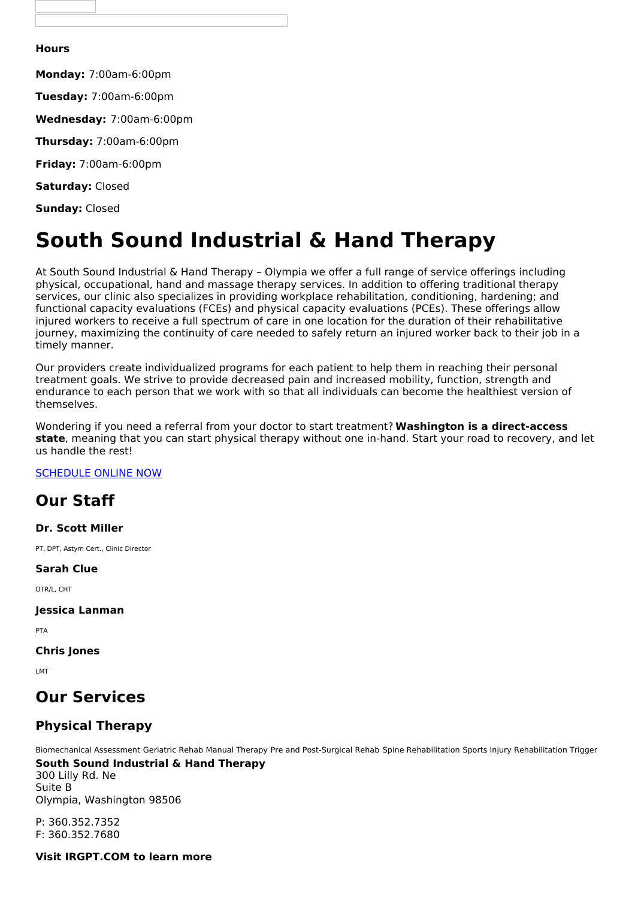**Hours**

**Monday:** 7:00am-6:00pm

**Tuesday:** 7:00am-6:00pm

**Wednesday:** 7:00am-6:00pm

**Thursday:** 7:00am-6:00pm

**Friday:** 7:00am-6:00pm

**Saturday:** Closed

**Sunday:** Closed

# South Sound Industrial & Hand Therapy

At South Sound Industrial & Hand Therapy – Olympia we offer a full range of service offerings including physical, occupational, hand and massage therapy services. In addition to offering traditional therapy services, our clinic also specializes in providing workplace rehabilitation, conditioning, hardening; and functional capacity evaluations (FCEs) and physical capacity evaluations (PCEs). These offerings allow injured workers to receive a full spectrum of care in one location for the duration of their rehabilitative journey, maximizing the continuity of care needed to safely return an injured worker back to their job in a timely manner.

Our providers create individualized programs for each patient to help them in reaching their personal treatment goals. We strive to provide decreased pain and increased mobility, function, strength and endurance to each person that we work with so that all individuals can become the healthiest version of themselves.

Wondering if you need a referral from your doctor to start treatment? **Washington is a direct-access state**, meaning that you can start physical therapy without one in-hand. Start your road to recovery, and let us handle the rest!

SCHEDULE ONLINE NOW

## Our Staff

### Dr. Scott Miller

PT, DPT, Astym Cert., Clinic Director

### Sarah Clue

OTR/L, CHT

### Jessica Lanman

PTA

### Chris Jones

LMT

## Our Services

### Physical Therapy

Biomechanical Assessment Geriatric Rehab Manual Therapy Pre and Post-Surgical Rehab Spine Rehabilitation Sports Injury Rehabilitation Trigger

**South Sound Industrial & Hand Therapy**
300 Lilly Rd. Ne
Suite B
Olympia, Washington 98506

P: 360.352.7352
F: 360.352.7680

**Visit IRGPT.COM to learn more**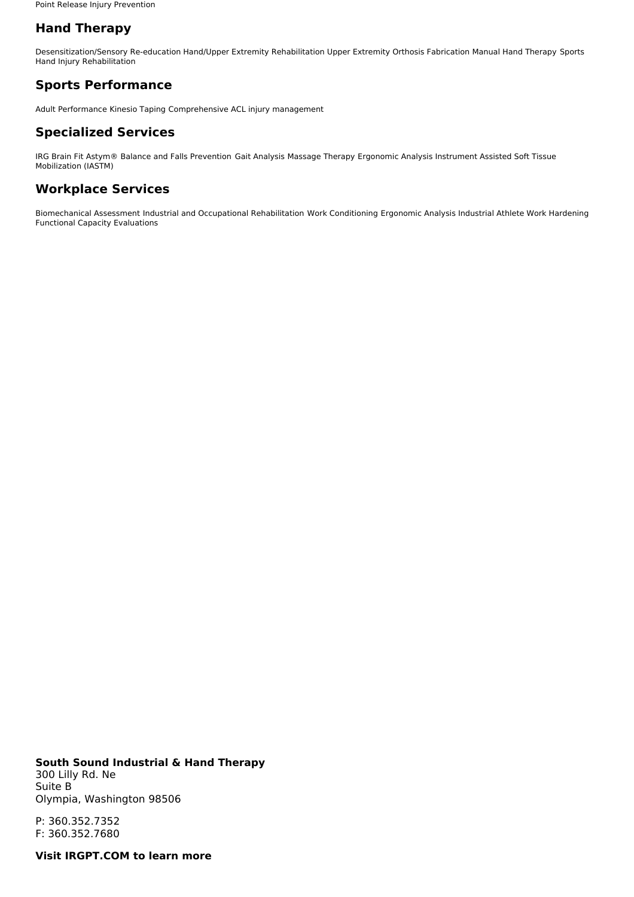Point Release Injury Prevention

## Hand Therapy

Desensitization/Sensory Re-education Hand/Upper Extremity Rehabilitation Upper Extremity Orthosis Fabrication Manual Hand Therapy Sports Hand Injury Rehabilitation

## Sports Performance

Adult Performance Kinesio Taping Comprehensive ACL injury management

## Specialized Services

IRG Brain Fit Astym® Balance and Falls Prevention Gait Analysis Massage Therapy Ergonomic Analysis Instrument Assisted Soft Tissue Mobilization (IASTM)

## Workplace Services

Biomechanical Assessment Industrial and Occupational Rehabilitation Work Conditioning Ergonomic Analysis Industrial Athlete Work Hardening Functional Capacity Evaluations

**South Sound Industrial & Hand Therapy**
300 Lilly Rd. Ne
Suite B
Olympia, Washington 98506

P: 360.352.7352
F: 360.352.7680

**Visit IRGPT.COM to learn more**